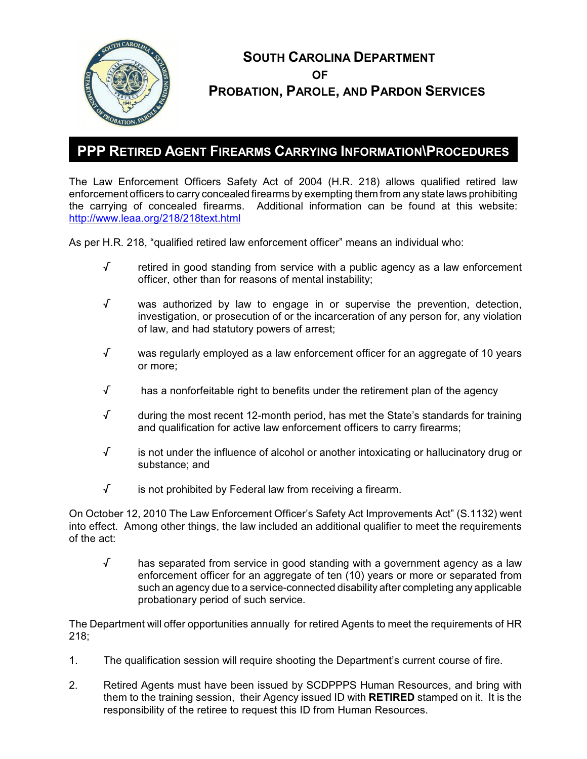# SOUTH CAROLINA DEPARTMENT OF PROBATION, PAROLE, AND PARDON SERVICES

## PPP RETIRED AGENT FIREARMS CARRYING INFORMATION\PROCEDURES

The Law Enforcement Officers Safety Act of 2004 (H.R. 218) allows qualified retired law enforcement officers to carry concealed firearms by exempting them from any state laws prohibiting the carrying of concealed firearms. Additional information can be found at this website: http://www.leaa.org/218/218text.html

As per H.R. 218, "qualified retired law enforcement officer" means an individual who:

- √ retired in good standing from service with a public agency as a law enforcement officer, other than for reasons of mental instability;
- √ was authorized by law to engage in or supervise the prevention, detection, investigation, or prosecution of or the incarceration of any person for, any violation of law, and had statutory powers of arrest;
- √ was regularly employed as a law enforcement officer for an aggregate of 10 years or more;
- √ has a nonforfeitable right to benefits under the retirement plan of the agency
- √ during the most recent 12-month period, has met the State's standards for training and qualification for active law enforcement officers to carry firearms;
- √ is not under the influence of alcohol or another intoxicating or hallucinatory drug or substance; and
- √ is not prohibited by Federal law from receiving a firearm.

On October 12, 2010 The Law Enforcement Officer's Safety Act Improvements Act" (S.1132) went into effect. Among other things, the law included an additional qualifier to meet the requirements of the act:

- √ has separated from service in good standing with a government agency as a law enforcement officer for an aggregate of ten (10) years or more or separated from such an agency due to a service-connected disability after completing any applicable probationary period of such service.

The Department will offer opportunities annually for retired Agents to meet the requirements of HR 218;

1. The qualification session will require shooting the Department's current course of fire.
2. Retired Agents must have been issued by SCDPPPS Human Resources, and bring with them to the training session, their Agency issued ID with **RETIRED** stamped on it. It is the responsibility of the retiree to request this ID from Human Resources.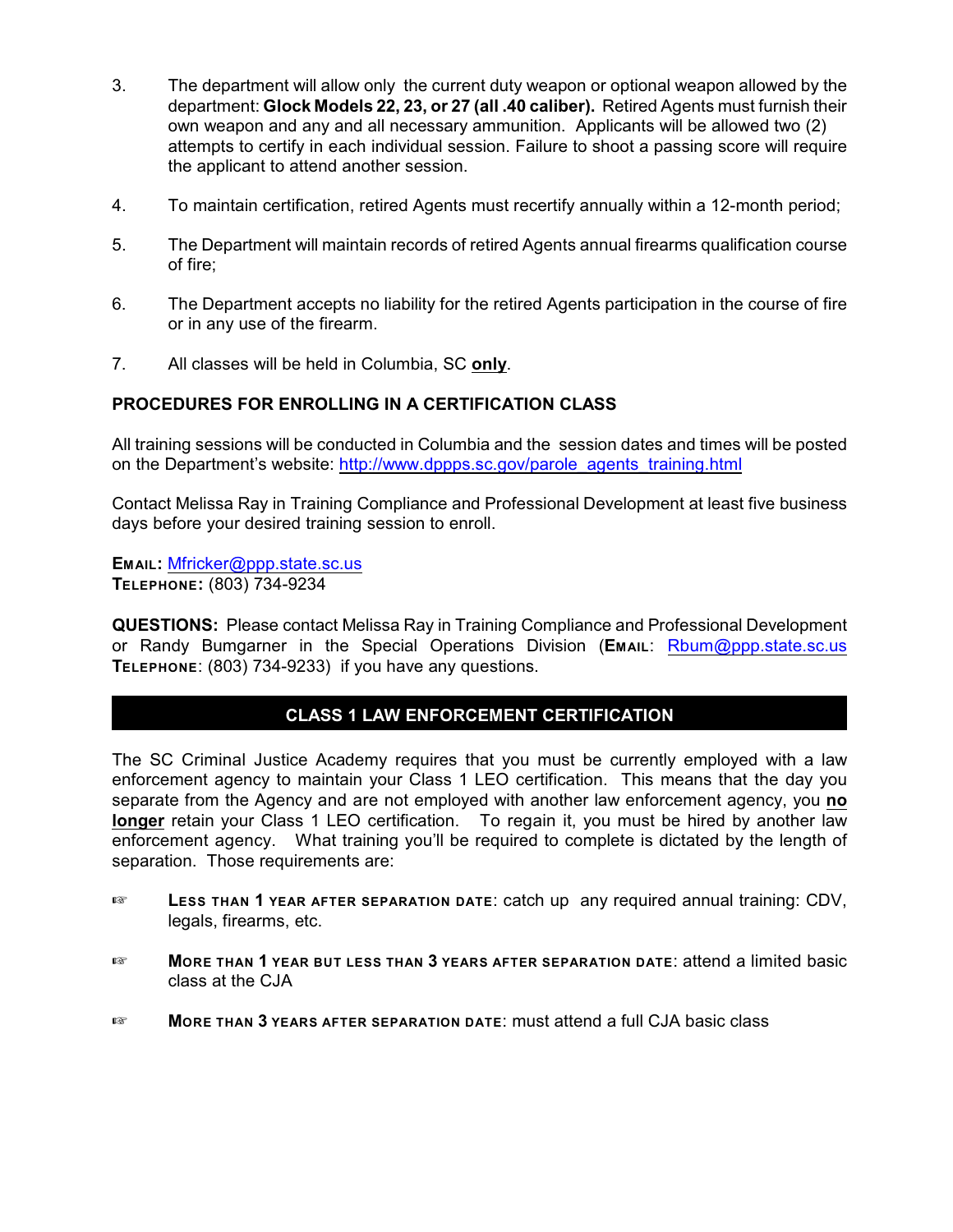3. The department will allow only the current duty weapon or optional weapon allowed by the department: **Glock Models 22, 23, or 27 (all .40 caliber).** Retired Agents must furnish their own weapon and any and all necessary ammunition. Applicants will be allowed two (2) attempts to certify in each individual session. Failure to shoot a passing score will require the applicant to attend another session.

4. To maintain certification, retired Agents must recertify annually within a 12-month period;

5. The Department will maintain records of retired Agents annual firearms qualification course of fire;

6. The Department accepts no liability for the retired Agents participation in the course of fire or in any use of the firearm.

7. All classes will be held in Columbia, SC **only**.

## PROCEDURES FOR ENROLLING IN A CERTIFICATION CLASS

All training sessions will be conducted in Columbia and the session dates and times will be posted on the Department's website: http://www.dppps.sc.gov/parole_agents_training.html

Contact Melissa Ray in Training Compliance and Professional Development at least five business days before your desired training session to enroll.

**EMAIL:** Mfricker@ppp.state.sc.us
**TELEPHONE:** (803) 734-9234

**QUESTIONS:** Please contact Melissa Ray in Training Compliance and Professional Development or Randy Bumgarner in the Special Operations Division (**EMAIL**: Rbum@ppp.state.sc.us **TELEPHONE**: (803) 734-9233) if you have any questions.

## CLASS 1 LAW ENFORCEMENT CERTIFICATION

The SC Criminal Justice Academy requires that you must be currently employed with a law enforcement agency to maintain your Class 1 LEO certification. This means that the day you separate from the Agency and are not employed with another law enforcement agency, you **no longer** retain your Class 1 LEO certification. To regain it, you must be hired by another law enforcement agency. What training you'll be required to complete is dictated by the length of separation. Those requirements are:

- **LESS THAN 1 YEAR AFTER SEPARATION DATE**: catch up any required annual training: CDV, legals, firearms, etc.

- **MORE THAN 1 YEAR BUT LESS THAN 3 YEARS AFTER SEPARATION DATE**: attend a limited basic class at the CJA

- **MORE THAN 3 YEARS AFTER SEPARATION DATE**: must attend a full CJA basic class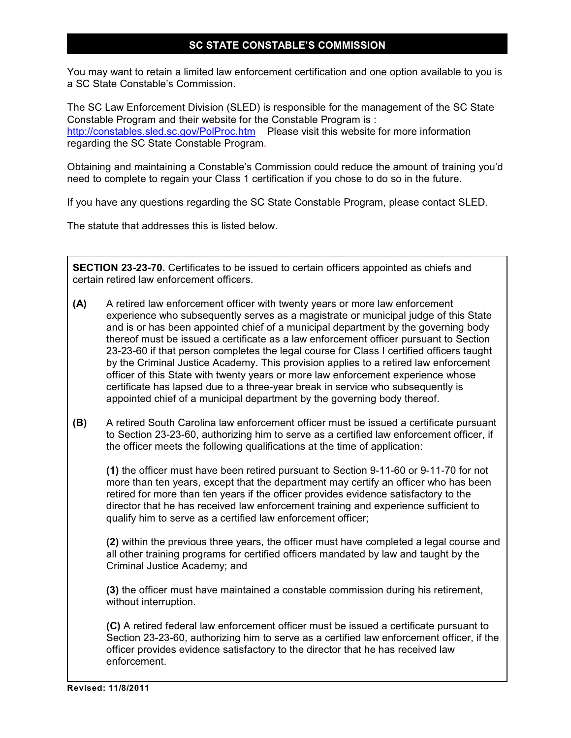## SC STATE CONSTABLE'S COMMISSION

You may want to retain a limited law enforcement certification and one option available to you is a SC State Constable's Commission.

The SC Law Enforcement Division (SLED) is responsible for the management of the SC State Constable Program and their website for the Constable Program is : http://constables.sled.sc.gov/PolProc.htm Please visit this website for more information regarding the SC State Constable Program.

Obtaining and maintaining a Constable's Commission could reduce the amount of training you'd need to complete to regain your Class 1 certification if you chose to do so in the future.

If you have any questions regarding the SC State Constable Program, please contact SLED.

The statute that addresses this is listed below.

**SECTION 23-23-70.** Certificates to be issued to certain officers appointed as chiefs and certain retired law enforcement officers.

**(A)** A retired law enforcement officer with twenty years or more law enforcement experience who subsequently serves as a magistrate or municipal judge of this State and is or has been appointed chief of a municipal department by the governing body thereof must be issued a certificate as a law enforcement officer pursuant to Section 23-23-60 if that person completes the legal course for Class I certified officers taught by the Criminal Justice Academy. This provision applies to a retired law enforcement officer of this State with twenty years or more law enforcement experience whose certificate has lapsed due to a three-year break in service who subsequently is appointed chief of a municipal department by the governing body thereof.

**(B)** A retired South Carolina law enforcement officer must be issued a certificate pursuant to Section 23-23-60, authorizing him to serve as a certified law enforcement officer, if the officer meets the following qualifications at the time of application:

**(1)** the officer must have been retired pursuant to Section 9-11-60 or 9-11-70 for not more than ten years, except that the department may certify an officer who has been retired for more than ten years if the officer provides evidence satisfactory to the director that he has received law enforcement training and experience sufficient to qualify him to serve as a certified law enforcement officer;

**(2)** within the previous three years, the officer must have completed a legal course and all other training programs for certified officers mandated by law and taught by the Criminal Justice Academy; and

**(3)** the officer must have maintained a constable commission during his retirement, without interruption.

**(C)** A retired federal law enforcement officer must be issued a certificate pursuant to Section 23-23-60, authorizing him to serve as a certified law enforcement officer, if the officer provides evidence satisfactory to the director that he has received law enforcement.

**Revised: 11/8/2011**